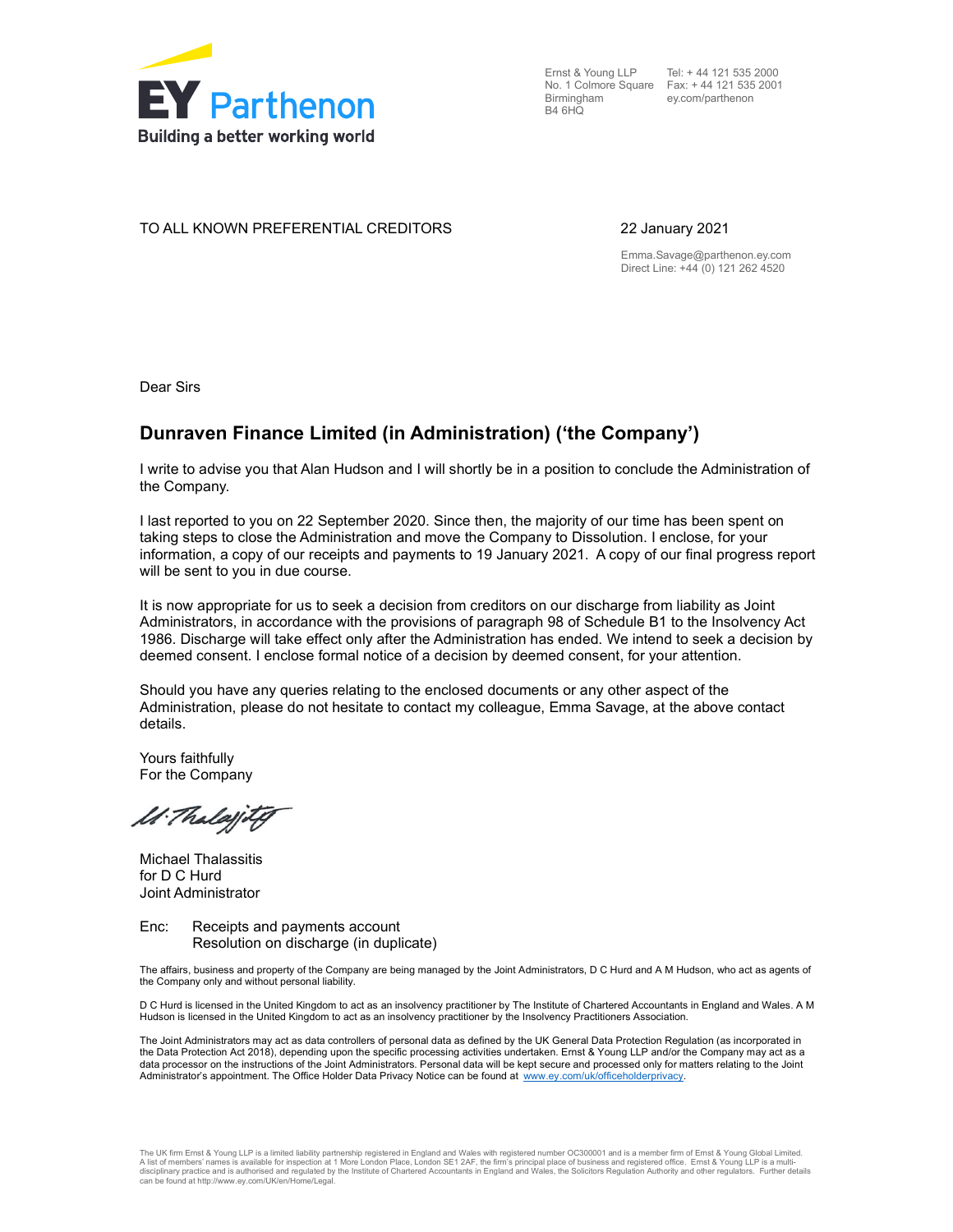Ernst & Young LLP
No. 1 Colmore Square
Birmingham
B4 6HQ

Tel: + 44 121 535 2000
Fax: + 44 121 535 2001
ey.com/parthenon

TO ALL KNOWN PREFERENTIAL CREDITORS

22 January 2021

Emma.Savage@parthenon.ey.com
Direct Line: +44 (0) 121 262 4520

Dear Sirs

## Dunraven Finance Limited (in Administration) ('the Company')

I write to advise you that Alan Hudson and I will shortly be in a position to conclude the Administration of the Company.

I last reported to you on 22 September 2020. Since then, the majority of our time has been spent on taking steps to close the Administration and move the Company to Dissolution. I enclose, for your information, a copy of our receipts and payments to 19 January 2021. A copy of our final progress report will be sent to you in due course.

It is now appropriate for us to seek a decision from creditors on our discharge from liability as Joint Administrators, in accordance with the provisions of paragraph 98 of Schedule B1 to the Insolvency Act 1986. Discharge will take effect only after the Administration has ended. We intend to seek a decision by deemed consent. I enclose formal notice of a decision by deemed consent, for your attention.

Should you have any queries relating to the enclosed documents or any other aspect of the Administration, please do not hesitate to contact my colleague, Emma Savage, at the above contact details.

Yours faithfully
For the Company

M Thalassitis

Michael Thalassitis
for D C Hurd
Joint Administrator

Enc: Receipts and payments account
Resolution on discharge (in duplicate)

The affairs, business and property of the Company are being managed by the Joint Administrators, D C Hurd and A M Hudson, who act as agents of the Company only and without personal liability.

D C Hurd is licensed in the United Kingdom to act as an insolvency practitioner by The Institute of Chartered Accountants in England and Wales. A M Hudson is licensed in the United Kingdom to act as an insolvency practitioner by the Insolvency Practitioners Association.

The Joint Administrators may act as data controllers of personal data as defined by the UK General Data Protection Regulation (as incorporated in the Data Protection Act 2018), depending upon the specific processing activities undertaken. Ernst & Young LLP and/or the Company may act as a data processor on the instructions of the Joint Administrators. Personal data will be kept secure and processed only for matters relating to the Joint Administrator's appointment. The Office Holder Data Privacy Notice can be found at www.ey.com/uk/officeholderprivacy.

The UK firm Ernst & Young LLP is a limited liability partnership registered in England and Wales with registered number OC300001 and is a member firm of Ernst & Young Global Limited. A list of members' names is available for inspection at 1 More London Place, London SE1 2AF, the firm's principal place of business and registered office. Ernst & Young LLP is a multi-disciplinary practice and is authorised and regulated by the Institute of Chartered Accountants in England and Wales, the Solicitors Regulation Authority and other regulators. Further details can be found at http://www.ey.com/UK/en/Home/Legal.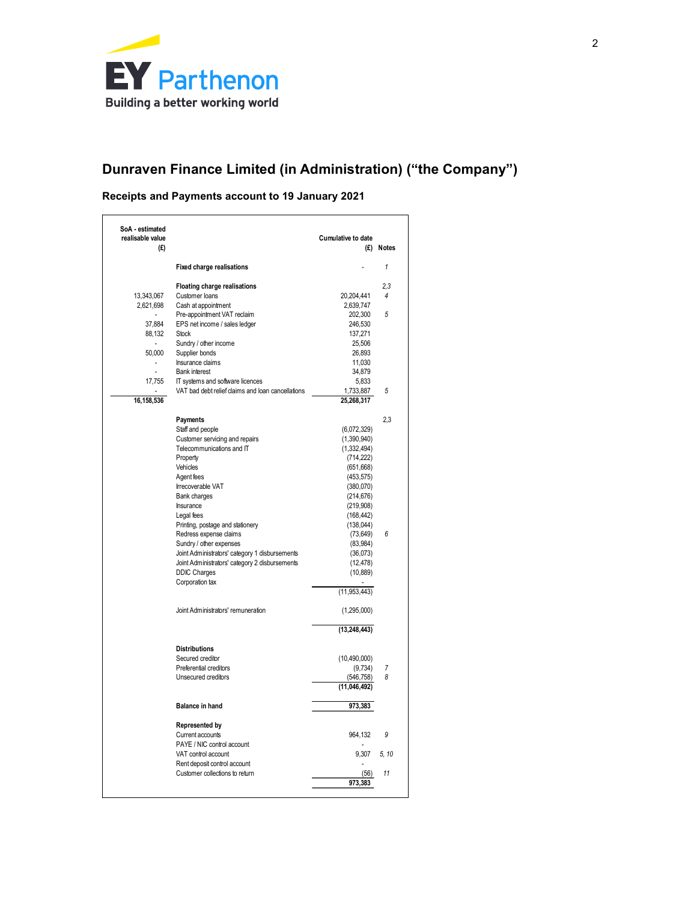# Dunraven Finance Limited (in Administration) ("the Company")

## Receipts and Payments account to 19 January 2021

| SoA - estimated realisable value (£) | | Cumulative to date (£) | Notes |
|---|---|---|---|
| | **Fixed charge realisations** | - | *1* |
| | | | |
| | **Floating charge realisations** | | *2,3* |
| 13,343,067 | Customer loans | 20,204,441 | *4* |
| 2,621,698 | Cash at appointment | 2,639,747 | |
| - | Pre-appointment VAT reclaim | 202,300 | *5* |
| 37,884 | EPS net income / sales ledger | 246,530 | |
| 88,132 | Stock | 137,271 | |
| - | Sundry / other income | 25,506 | |
| 50,000 | Supplier bonds | 26,893 | |
| - | Insurance claims | 11,030 | |
| - | Bank interest | 34,879 | |
| 17,755 | IT systems and software licences | 5,833 | |
| - | VAT bad debt relief claims and loan cancellations | 1,733,887 | *5* |
| **16,158,536** | | **25,268,317** | |
| | | | |
| | **Payments** | | 2,3 |
| | Staff and people | (6,072,329) | |
| | Customer servicing and repairs | (1,390,940) | |
| | Telecommunications and IT | (1,332,494) | |
| | Property | (714,222) | |
| | Vehicles | (651,668) | |
| | Agent fees | (453,575) | |
| | Irrecoverable VAT | (380,070) | |
| | Bank charges | (214,676) | |
| | Insurance | (219,908) | |
| | Legal fees | (168,442) | |
| | Printing, postage and stationery | (138,044) | |
| | Redress expense claims | (73,649) | *6* |
| | Sundry / other expenses | (83,984) | |
| | Joint Administrators' category 1 disbursements | (36,073) | |
| | Joint Administrators' category 2 disbursements | (12,478) | |
| | DDIC Charges | (10,889) | |
| | Corporation tax | - | |
| | | (11,953,443) | |
| | | | |
| | Joint Administrators' remuneration | (1,295,000) | |
| | | | |
| | | **(13,248,443)** | |
| | | | |
| | **Distributions** | | |
| | Secured creditor | (10,490,000) | |
| | Preferential creditors | (9,734) | *7* |
| | Unsecured creditors | (546,758) | *8* |
| | | **(11,046,492)** | |
| | | | |
| | **Balance in hand** | **973,383** | |
| | | | |
| | **Represented by** | | |
| | Current accounts | 964,132 | *9* |
| | PAYE / NIC control account | - | |
| | VAT control account | 9,307 | *5, 10* |
| | Rent deposit control account | - | |
| | Customer collections to return | (56) | *11* |
| | | **973,383** | |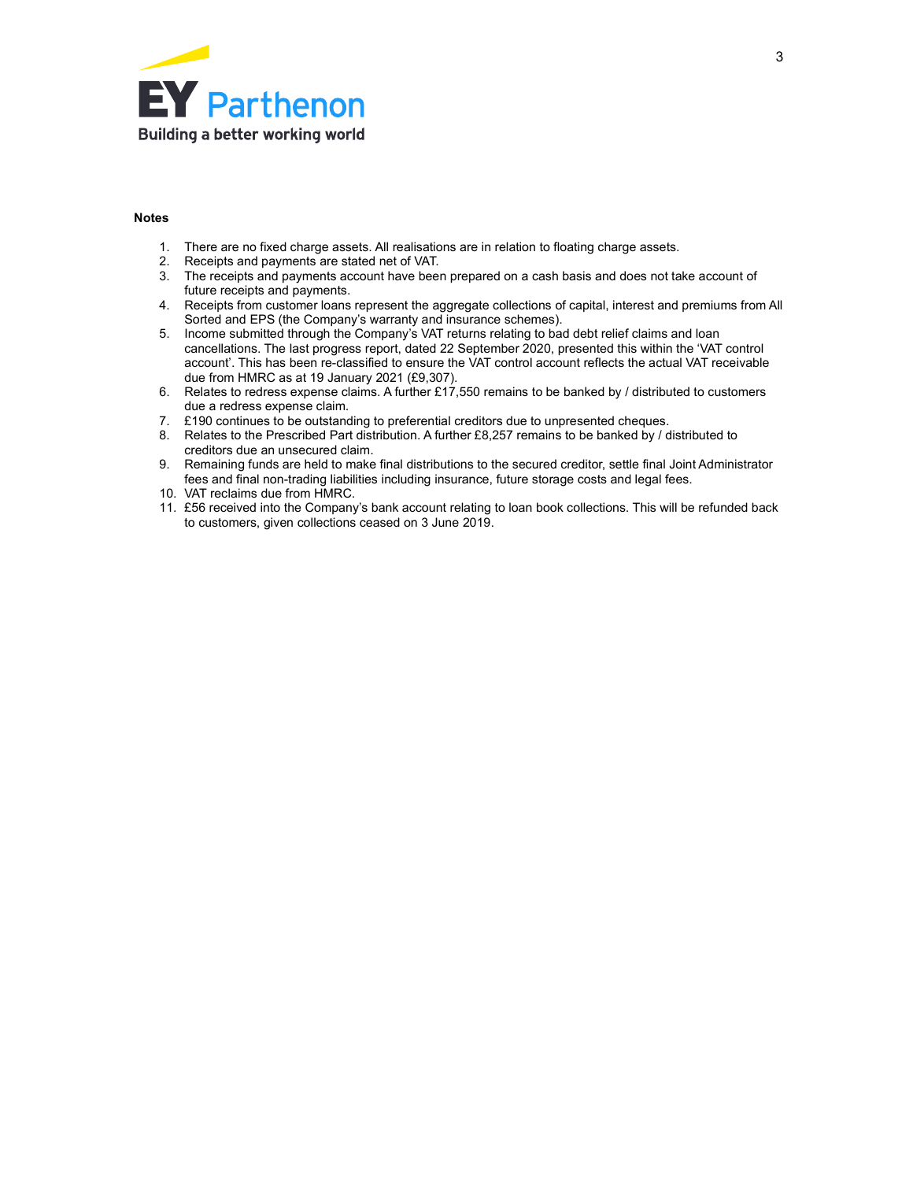**Notes**

1. There are no fixed charge assets. All realisations are in relation to floating charge assets.
2. Receipts and payments are stated net of VAT.
3. The receipts and payments account have been prepared on a cash basis and does not take account of future receipts and payments.
4. Receipts from customer loans represent the aggregate collections of capital, interest and premiums from All Sorted and EPS (the Company's warranty and insurance schemes).
5. Income submitted through the Company's VAT returns relating to bad debt relief claims and loan cancellations. The last progress report, dated 22 September 2020, presented this within the 'VAT control account'. This has been re-classified to ensure the VAT control account reflects the actual VAT receivable due from HMRC as at 19 January 2021 (£9,307).
6. Relates to redress expense claims. A further £17,550 remains to be banked by / distributed to customers due a redress expense claim.
7. £190 continues to be outstanding to preferential creditors due to unpresented cheques.
8. Relates to the Prescribed Part distribution. A further £8,257 remains to be banked by / distributed to creditors due an unsecured claim.
9. Remaining funds are held to make final distributions to the secured creditor, settle final Joint Administrator fees and final non-trading liabilities including insurance, future storage costs and legal fees.
10. VAT reclaims due from HMRC.
11. £56 received into the Company's bank account relating to loan book collections. This will be refunded back to customers, given collections ceased on 3 June 2019.